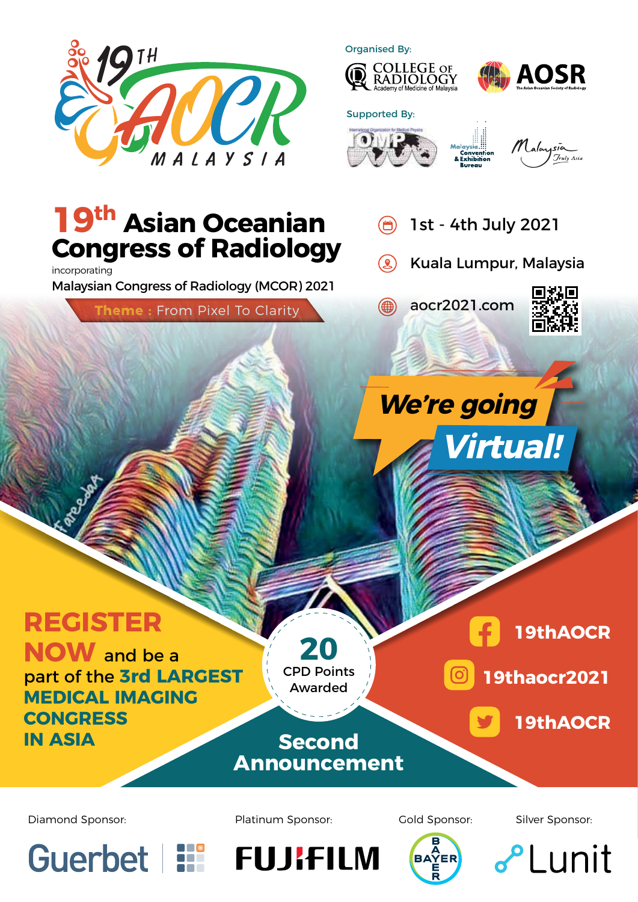# 19TH AOCR MALAYSIA

Organised By:

COLLEGE OF RADIOLOGY
Academy of Medicine of Malaysia

AOSR
The Asian Oceanian Society of Radiology

Supported By:

IOMP — International Organization for Medical Physics

Malaysia Convention & Exhibition Bureau

Malaysia Truly Asia

# 19th Asian Oceanian Congress of Radiology

incorporating

Malaysian Congress of Radiology (MCOR) 2021

**Theme :** From Pixel To Clarity

1st - 4th July 2021

Kuala Lumpur, Malaysia

aocr2021.com

## We're going Virtual!

**REGISTER NOW** and be a part of the **3rd LARGEST MEDICAL IMAGING CONGRESS IN ASIA**

**20** CPD Points Awarded

**Second Announcement**

Facebook: **19thAOCR**

Instagram: **19thaocr2021**

Twitter: **19thAOCR**

Diamond Sponsor: Guerbet

Platinum Sponsor: FUJIFILM

Gold Sponsor: BAYER

Silver Sponsor: Lunit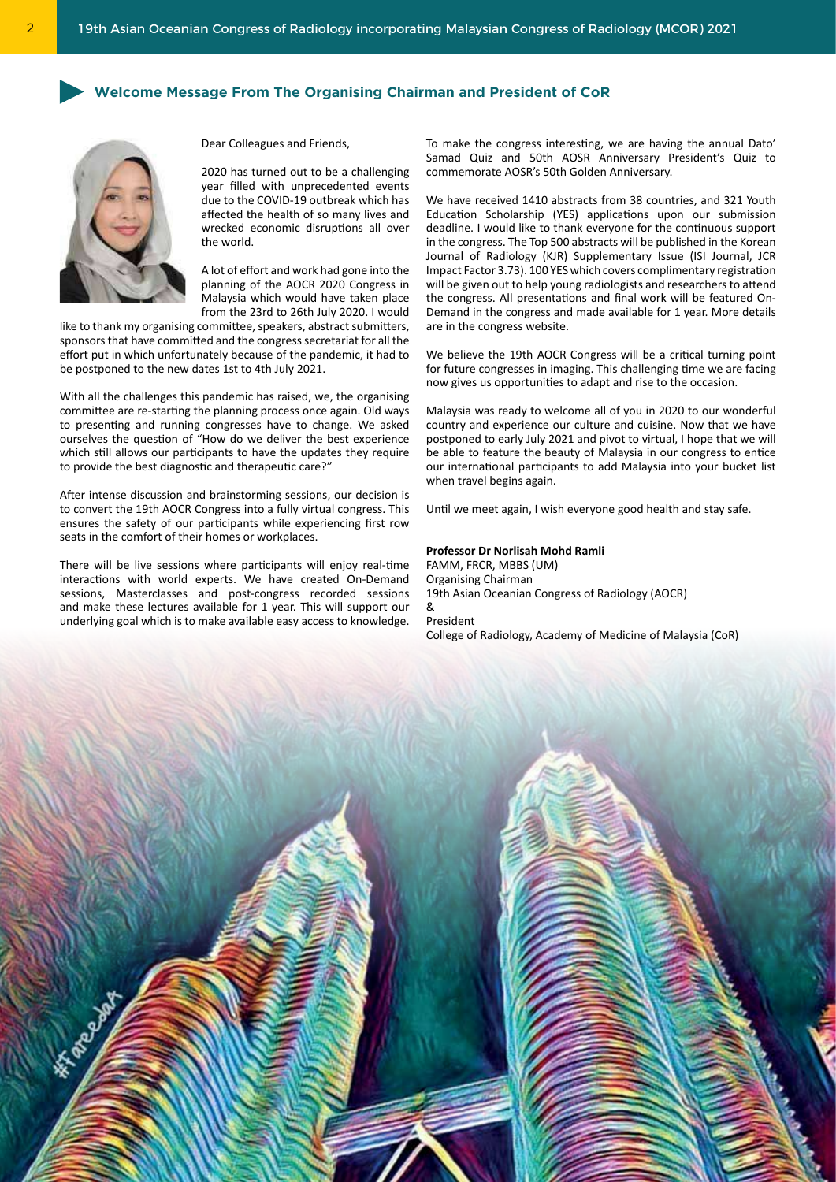## Welcome Message From The Organising Chairman and President of CoR

Dear Colleagues and Friends,

2020 has turned out to be a challenging year filled with unprecedented events due to the COVID-19 outbreak which has affected the health of so many lives and wrecked economic disruptions all over the world.

A lot of effort and work had gone into the planning of the AOCR 2020 Congress in Malaysia which would have taken place from the 23rd to 26th July 2020. I would like to thank my organising committee, speakers, abstract submitters, sponsors that have committed and the congress secretariat for all the effort put in which unfortunately because of the pandemic, it had to be postponed to the new dates 1st to 4th July 2021.

With all the challenges this pandemic has raised, we, the organising committee are re-starting the planning process once again. Old ways to presenting and running congresses have to change. We asked ourselves the question of "How do we deliver the best experience which still allows our participants to have the updates they require to provide the best diagnostic and therapeutic care?"

After intense discussion and brainstorming sessions, our decision is to convert the 19th AOCR Congress into a fully virtual congress. This ensures the safety of our participants while experiencing first row seats in the comfort of their homes or workplaces.

There will be live sessions where participants will enjoy real-time interactions with world experts. We have created On-Demand sessions, Masterclasses and post-congress recorded sessions and make these lectures available for 1 year. This will support our underlying goal which is to make available easy access to knowledge.

To make the congress interesting, we are having the annual Dato' Samad Quiz and 50th AOSR Anniversary President's Quiz to commemorate AOSR's 50th Golden Anniversary.

We have received 1410 abstracts from 38 countries, and 321 Youth Education Scholarship (YES) applications upon our submission deadline. I would like to thank everyone for the continuous support in the congress. The Top 500 abstracts will be published in the Korean Journal of Radiology (KJR) Supplementary Issue (ISI Journal, JCR Impact Factor 3.73). 100 YES which covers complimentary registration will be given out to help young radiologists and researchers to attend the congress. All presentations and final work will be featured On-Demand in the congress and made available for 1 year. More details are in the congress website.

We believe the 19th AOCR Congress will be a critical turning point for future congresses in imaging. This challenging time we are facing now gives us opportunities to adapt and rise to the occasion.

Malaysia was ready to welcome all of you in 2020 to our wonderful country and experience our culture and cuisine. Now that we have postponed to early July 2021 and pivot to virtual, I hope that we will be able to feature the beauty of Malaysia in our congress to entice our international participants to add Malaysia into your bucket list when travel begins again.

Until we meet again, I wish everyone good health and stay safe.

**Professor Dr Norlisah Mohd Ramli**
FAMM, FRCR, MBBS (UM)
Organising Chairman
19th Asian Oceanian Congress of Radiology (AOCR)
&
President
College of Radiology, Academy of Medicine of Malaysia (CoR)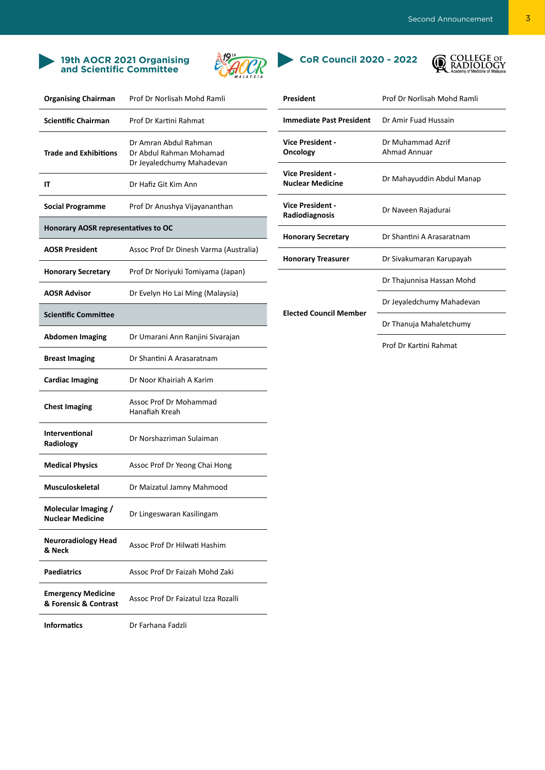## 19th AOCR 2021 Organising and Scientific Committee

| | |
|---|---|
| **Organising Chairman** | Prof Dr Norlisah Mohd Ramli |
| **Scientific Chairman** | Prof Dr Kartini Rahmat |
| **Trade and Exhibitions** | Dr Amran Abdul Rahman<br>Dr Abdul Rahman Mohamad<br>Dr Jeyaledchumy Mahadevan |
| **IT** | Dr Hafiz Git Kim Ann |
| **Social Programme** | Prof Dr Anushya Vijayananthan |
| **Honorary AOSR representatives to OC** | |
| **AOSR President** | Assoc Prof Dr Dinesh Varma (Australia) |
| **Honorary Secretary** | Prof Dr Noriyuki Tomiyama (Japan) |
| **AOSR Advisor** | Dr Evelyn Ho Lai Ming (Malaysia) |
| **Scientific Committee** | |
| **Abdomen Imaging** | Dr Umarani Ann Ranjini Sivarajan |
| **Breast Imaging** | Dr Shantini A Arasaratnam |
| **Cardiac Imaging** | Dr Noor Khairiah A Karim |
| **Chest Imaging** | Assoc Prof Dr Mohammad Hanafiah Kreah |
| **Interventional Radiology** | Dr Norshazriman Sulaiman |
| **Medical Physics** | Assoc Prof Dr Yeong Chai Hong |
| **Musculoskeletal** | Dr Maizatul Jamny Mahmood |
| **Molecular Imaging / Nuclear Medicine** | Dr Lingeswaran Kasilingam |
| **Neuroradiology Head & Neck** | Assoc Prof Dr Hilwati Hashim |
| **Paediatrics** | Assoc Prof Dr Faizah Mohd Zaki |
| **Emergency Medicine & Forensic & Contrast** | Assoc Prof Dr Faizatul Izza Rozalli |
| **Informatics** | Dr Farhana Fadzli |

## CoR Council 2020 - 2022

COLLEGE OF RADIOLOGY Academy of Medicine of Malaysia

| | |
|---|---|
| **President** | Prof Dr Norlisah Mohd Ramli |
| **Immediate Past President** | Dr Amir Fuad Hussain |
| **Vice President - Oncology** | Dr Muhammad Azrif Ahmad Annuar |
| **Vice President - Nuclear Medicine** | Dr Mahayuddin Abdul Manap |
| **Vice President - Radiodiagnosis** | Dr Naveen Rajadurai |
| **Honorary Secretary** | Dr Shantini A Arasaratnam |
| **Honorary Treasurer** | Dr Sivakumaran Karupayah |
| **Elected Council Member** | Dr Thajunnisa Hassan Mohd<br>Dr Jeyaledchumy Mahadevan<br>Dr Thanuja Mahaletchumy<br>Prof Dr Kartini Rahmat |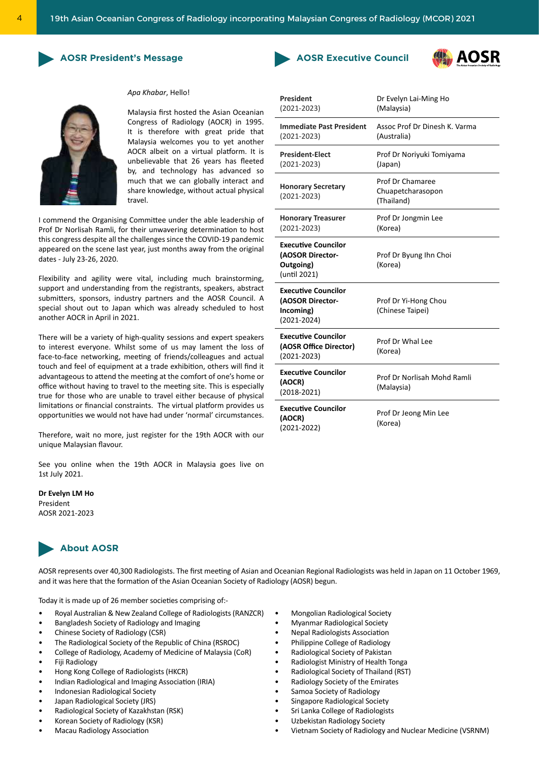## AOSR President's Message

*Apa Khabar*, Hello!

Malaysia first hosted the Asian Oceanian Congress of Radiology (AOCR) in 1995. It is therefore with great pride that Malaysia welcomes you to yet another AOCR albeit on a virtual platform. It is unbelievable that 26 years has fleeted by, and technology has advanced so much that we can globally interact and share knowledge, without actual physical travel.

I commend the Organising Committee under the able leadership of Prof Dr Norlisah Ramli, for their unwavering determination to host this congress despite all the challenges since the COVID-19 pandemic appeared on the scene last year, just months away from the original dates - July 23-26, 2020.

Flexibility and agility were vital, including much brainstorming, support and understanding from the registrants, speakers, abstract submitters, sponsors, industry partners and the AOSR Council. A special shout out to Japan which was already scheduled to host another AOCR in April in 2021.

There will be a variety of high-quality sessions and expert speakers to interest everyone. Whilst some of us may lament the loss of face-to-face networking, meeting of friends/colleagues and actual touch and feel of equipment at a trade exhibition, others will find it advantageous to attend the meeting at the comfort of one's home or office without having to travel to the meeting site. This is especially true for those who are unable to travel either because of physical limitations or financial constraints. The virtual platform provides us opportunities we would not have had under 'normal' circumstances.

Therefore, wait no more, just register for the 19th AOCR with our unique Malaysian flavour.

See you online when the 19th AOCR in Malaysia goes live on 1st July 2021.

**Dr Evelyn LM Ho**
President
AOSR 2021-2023

## AOSR Executive Council

| Position | Name |
|---|---|
| **President** (2021-2023) | Dr Evelyn Lai-Ming Ho (Malaysia) |
| **Immediate Past President** (2021-2023) | Assoc Prof Dr Dinesh K. Varma (Australia) |
| **President-Elect** (2021-2023) | Prof Dr Noriyuki Tomiyama (Japan) |
| **Honorary Secretary** (2021-2023) | Prof Dr Chamaree Chuapetcharasopon (Thailand) |
| **Honorary Treasurer** (2021-2023) | Prof Dr Jongmin Lee (Korea) |
| **Executive Councilor (AOSOR Director-Outgoing)** (until 2021) | Prof Dr Byung Ihn Choi (Korea) |
| **Executive Councilor (AOSOR Director-Incoming)** (2021-2024) | Prof Dr Yi-Hong Chou (Chinese Taipei) |
| **Executive Councilor (AOSR Office Director)** (2021-2023) | Prof Dr Whal Lee (Korea) |
| **Executive Councilor (AOCR)** (2018-2021) | Prof Dr Norlisah Mohd Ramli (Malaysia) |
| **Executive Councilor (AOCR)** (2021-2022) | Prof Dr Jeong Min Lee (Korea) |

## About AOSR

AOSR represents over 40,300 Radiologists. The first meeting of Asian and Oceanian Regional Radiologists was held in Japan on 11 October 1969, and it was here that the formation of the Asian Oceanian Society of Radiology (AOSR) begun.

Today it is made up of 26 member societies comprising of:-

- Royal Australian & New Zealand College of Radiologists (RANZCR)
- Bangladesh Society of Radiology and Imaging
- Chinese Society of Radiology (CSR)
- The Radiological Society of the Republic of China (RSROC)
- College of Radiology, Academy of Medicine of Malaysia (CoR)
- Fiji Radiology
- Hong Kong College of Radiologists (HKCR)
- Indian Radiological and Imaging Association (IRIA)
- Indonesian Radiological Society
- Japan Radiological Society (JRS)
- Radiological Society of Kazakhstan (RSK)
- Korean Society of Radiology (KSR)
- Macau Radiology Association
- Mongolian Radiological Society
- Myanmar Radiological Society
- Nepal Radiologists Association
- Philippine College of Radiology
- Radiological Society of Pakistan
- Radiologist Ministry of Health Tonga
- Radiological Society of Thailand (RST)
- Radiology Society of the Emirates
- Samoa Society of Radiology
- Singapore Radiological Society
- Sri Lanka College of Radiologists
- Uzbekistan Radiology Society
- Vietnam Society of Radiology and Nuclear Medicine (VSRNM)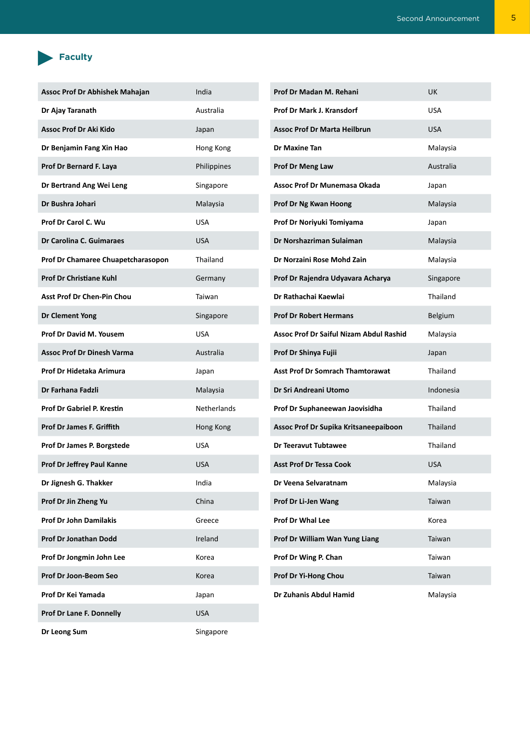## Faculty

| Name | Country |
|---|---|
| **Assoc Prof Dr Abhishek Mahajan** | India |
| **Dr Ajay Taranath** | Australia |
| **Assoc Prof Dr Aki Kido** | Japan |
| **Dr Benjamin Fang Xin Hao** | Hong Kong |
| **Prof Dr Bernard F. Laya** | Philippines |
| **Dr Bertrand Ang Wei Leng** | Singapore |
| **Dr Bushra Johari** | Malaysia |
| **Prof Dr Carol C. Wu** | USA |
| **Dr Carolina C. Guimaraes** | USA |
| **Prof Dr Chamaree Chuapetcharasopon** | Thailand |
| **Prof Dr Christiane Kuhl** | Germany |
| **Asst Prof Dr Chen-Pin Chou** | Taiwan |
| **Dr Clement Yong** | Singapore |
| **Prof Dr David M. Yousem** | USA |
| **Assoc Prof Dr Dinesh Varma** | Australia |
| **Prof Dr Hidetaka Arimura** | Japan |
| **Dr Farhana Fadzli** | Malaysia |
| **Prof Dr Gabriel P. Krestin** | Netherlands |
| **Prof Dr James F. Griffith** | Hong Kong |
| **Prof Dr James P. Borgstede** | USA |
| **Prof Dr Jeffrey Paul Kanne** | USA |
| **Dr Jignesh G. Thakker** | India |
| **Prof Dr Jin Zheng Yu** | China |
| **Prof Dr John Damilakis** | Greece |
| **Prof Dr Jonathan Dodd** | Ireland |
| **Prof Dr Jongmin John Lee** | Korea |
| **Prof Dr Joon-Beom Seo** | Korea |
| **Prof Dr Kei Yamada** | Japan |
| **Prof Dr Lane F. Donnelly** | USA |
| **Dr Leong Sum** | Singapore |
| **Prof Dr Madan M. Rehani** | UK |
| **Prof Dr Mark J. Kransdorf** | USA |
| **Assoc Prof Dr Marta Heilbrun** | USA |
| **Dr Maxine Tan** | Malaysia |
| **Prof Dr Meng Law** | Australia |
| **Assoc Prof Dr Munemasa Okada** | Japan |
| **Prof Dr Ng Kwan Hoong** | Malaysia |
| **Prof Dr Noriyuki Tomiyama** | Japan |
| **Dr Norshazriman Sulaiman** | Malaysia |
| **Dr Norzaini Rose Mohd Zain** | Malaysia |
| **Prof Dr Rajendra Udyavara Acharya** | Singapore |
| **Dr Rathachai Kaewlai** | Thailand |
| **Prof Dr Robert Hermans** | Belgium |
| **Assoc Prof Dr Saiful Nizam Abdul Rashid** | Malaysia |
| **Prof Dr Shinya Fujii** | Japan |
| **Asst Prof Dr Somrach Thamtorawat** | Thailand |
| **Dr Sri Andreani Utomo** | Indonesia |
| **Prof Dr Suphaneewan Jaovisidha** | Thailand |
| **Assoc Prof Dr Supika Kritsaneepaiboon** | Thailand |
| **Dr Teeravut Tubtawee** | Thailand |
| **Asst Prof Dr Tessa Cook** | USA |
| **Dr Veena Selvaratnam** | Malaysia |
| **Prof Dr Li-Jen Wang** | Taiwan |
| **Prof Dr Whal Lee** | Korea |
| **Prof Dr William Wan Yung Liang** | Taiwan |
| **Prof Dr Wing P. Chan** | Taiwan |
| **Prof Dr Yi-Hong Chou** | Taiwan |
| **Dr Zuhanis Abdul Hamid** | Malaysia |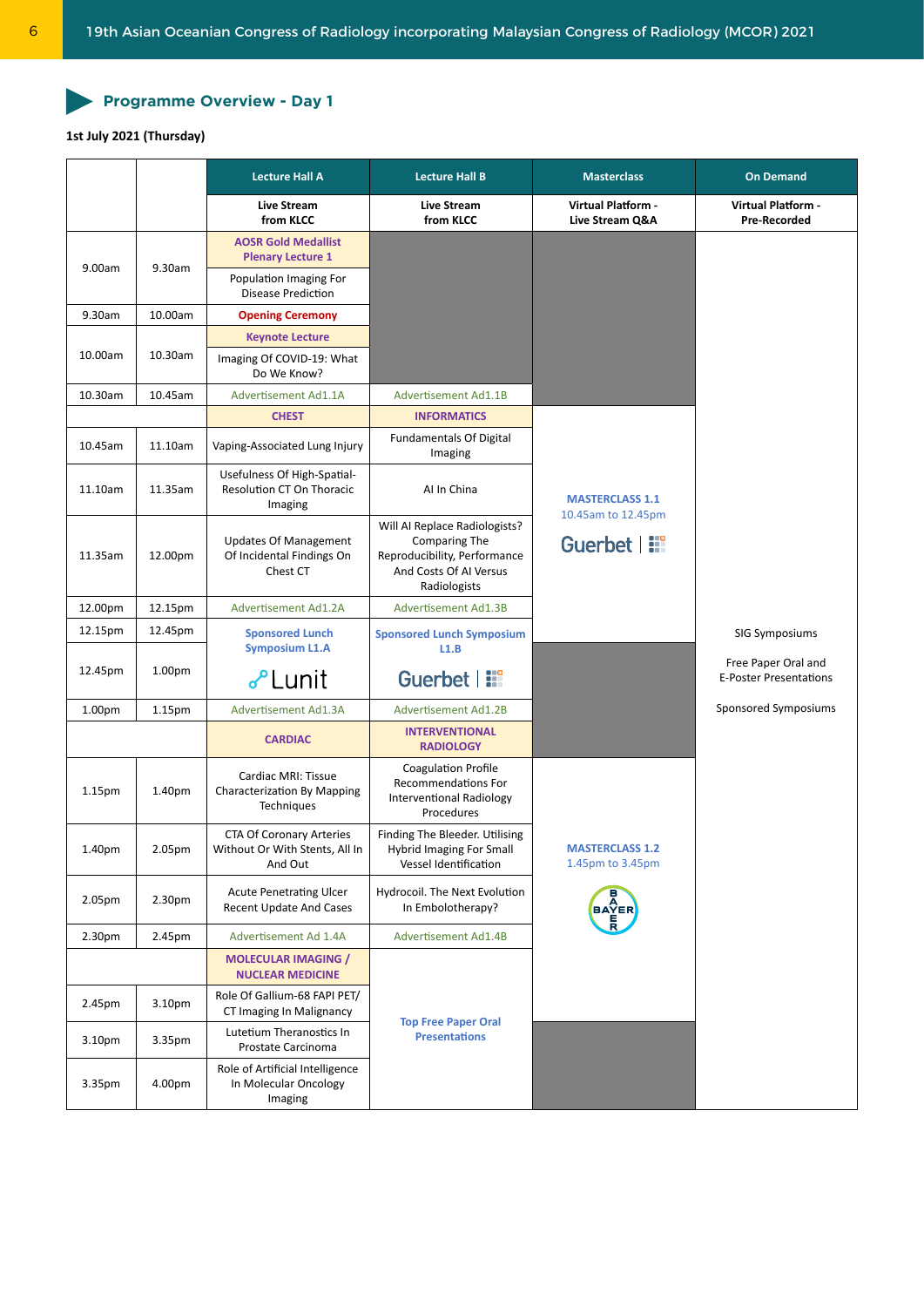## Programme Overview - Day 1

**1st July 2021 (Thursday)**

| | | Lecture Hall A | Lecture Hall B | Masterclass | On Demand |
|---|---|---|---|---|---|
| | | Live Stream from KLCC | Live Stream from KLCC | Virtual Platform - Live Stream Q&A | Virtual Platform - Pre-Recorded |
| 9.00am | 9.30am | AOSR Gold Medallist Plenary Lecture 1<br>Population Imaging For Disease Prediction | | | SIG Symposiums<br><br>Free Paper Oral and E-Poster Presentations<br><br>Sponsored Symposiums |
| 9.30am | 10.00am | Opening Ceremony | | | |
| 10.00am | 10.30am | Keynote Lecture<br>Imaging Of COVID-19: What Do We Know? | | | |
| 10.30am | 10.45am | Advertisement Ad1.1A | Advertisement Ad1.1B | | |
| | | CHEST | INFORMATICS | MASTERCLASS 1.1<br>10.45am to 12.45pm<br>Guerbet | |
| 10.45am | 11.10am | Vaping-Associated Lung Injury | Fundamentals Of Digital Imaging | | |
| 11.10am | 11.35am | Usefulness Of High-Spatial-Resolution CT On Thoracic Imaging | AI In China | | |
| 11.35am | 12.00pm | Updates Of Management Of Incidental Findings On Chest CT | Will AI Replace Radiologists? Comparing The Reproducibility, Performance And Costs Of AI Versus Radiologists | | |
| 12.00pm | 12.15pm | Advertisement Ad1.2A | Advertisement Ad1.3B | | |
| 12.15pm | 12.45pm | Sponsored Lunch Symposium L1.A<br>Lunit | Sponsored Lunch Symposium L1.B<br>Guerbet | | |
| 12.45pm | 1.00pm | | | | |
| 1.00pm | 1.15pm | Advertisement Ad1.3A | Advertisement Ad1.2B | | |
| | | CARDIAC | INTERVENTIONAL RADIOLOGY | | |
| 1.15pm | 1.40pm | Cardiac MRI: Tissue Characterization By Mapping Techniques | Coagulation Profile Recommendations For Interventional Radiology Procedures | MASTERCLASS 1.2<br>1.45pm to 3.45pm<br>BAYER | |
| 1.40pm | 2.05pm | CTA Of Coronary Arteries Without Or With Stents, All In And Out | Finding The Bleeder. Utilising Hybrid Imaging For Small Vessel Identification | | |
| 2.05pm | 2.30pm | Acute Penetrating Ulcer Recent Update And Cases | Hydrocoil. The Next Evolution In Embolotherapy? | | |
| 2.30pm | 2.45pm | Advertisement Ad 1.4A | Advertisement Ad1.4B | | |
| | | MOLECULAR IMAGING / NUCLEAR MEDICINE | Top Free Paper Oral Presentations | | |
| 2.45pm | 3.10pm | Role Of Gallium-68 FAPI PET/ CT Imaging In Malignancy | | | |
| 3.10pm | 3.35pm | Lutetium Theranostics In Prostate Carcinoma | | | |
| 3.35pm | 4.00pm | Role of Artificial Intelligence In Molecular Oncology Imaging | | | |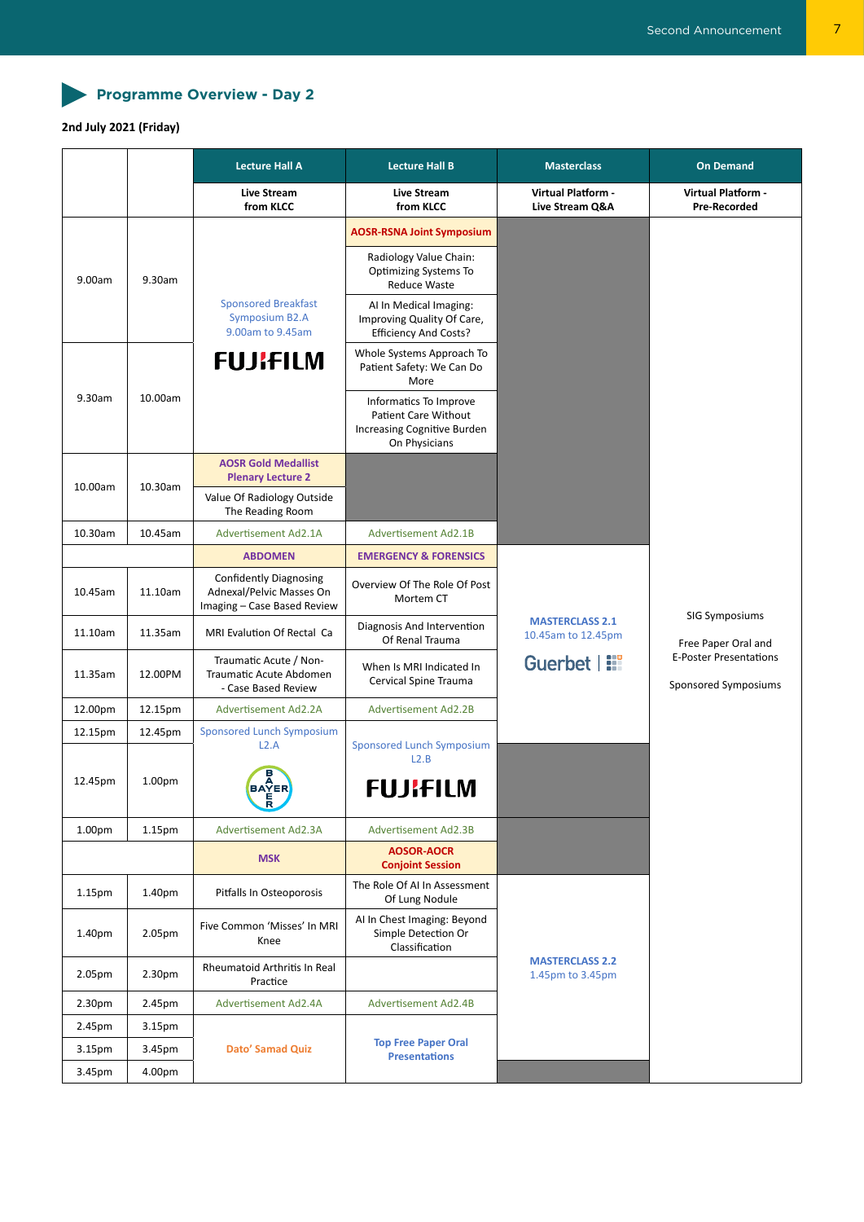## Programme Overview - Day 2

**2nd July 2021 (Friday)**

| | | Lecture Hall A | Lecture Hall B | Masterclass | On Demand |
|---|---|---|---|---|---|
| | | Live Stream from KLCC | Live Stream from KLCC | Virtual Platform - Live Stream Q&A | Virtual Platform - Pre-Recorded |
| | | Sponsored Breakfast Symposium B2.A 9.00am to 9.45am FUJIFILM | **AOSR-RSNA Joint Symposium** | | SIG Symposiums<br><br>Free Paper Oral and E-Poster Presentations<br><br>Sponsored Symposiums |
| 9.00am | 9.30am | | Radiology Value Chain: Optimizing Systems To Reduce Waste | | |
| | | | AI In Medical Imaging: Improving Quality Of Care, Efficiency And Costs? | | |
| 9.30am | 10.00am | | Whole Systems Approach To Patient Safety: We Can Do More | | |
| | | | Informatics To Improve Patient Care Without Increasing Cognitive Burden On Physicians | | |
| 10.00am | 10.30am | **AOSR Gold Medallist Plenary Lecture 2** | | | |
| | | Value Of Radiology Outside The Reading Room | | | |
| 10.30am | 10.45am | Advertisement Ad2.1A | Advertisement Ad2.1B | | |
| | | **ABDOMEN** | **EMERGENCY & FORENSICS** | **MASTERCLASS 2.1** 10.45am to 12.45pm Guerbet | |
| 10.45am | 11.10am | Confidently Diagnosing Adnexal/Pelvic Masses On Imaging – Case Based Review | Overview Of The Role Of Post Mortem CT | | |
| 11.10am | 11.35am | MRI Evalution Of Rectal Ca | Diagnosis And Intervention Of Renal Trauma | | |
| 11.35am | 12.00PM | Traumatic Acute / Non-Traumatic Acute Abdomen - Case Based Review | When Is MRI Indicated In Cervical Spine Trauma | | |
| 12.00pm | 12.15pm | Advertisement Ad2.2A | Advertisement Ad2.2B | | |
| 12.15pm | 12.45pm | Sponsored Lunch Symposium L2.A BAYER | Sponsored Lunch Symposium L2.B FUJIFILM | | |
| 12.45pm | 1.00pm | | | | |
| 1.00pm | 1.15pm | Advertisement Ad2.3A | Advertisement Ad2.3B | | |
| | | **MSK** | **AOSOR-AOCR Conjoint Session** | | |
| 1.15pm | 1.40pm | Pitfalls In Osteoporosis | The Role Of AI In Assessment Of Lung Nodule | **MASTERCLASS 2.2** 1.45pm to 3.45pm | |
| 1.40pm | 2.05pm | Five Common 'Misses' In MRI Knee | AI In Chest Imaging: Beyond Simple Detection Or Classification | | |
| 2.05pm | 2.30pm | Rheumatoid Arthritis In Real Practice | | | |
| 2.30pm | 2.45pm | Advertisement Ad2.4A | Advertisement Ad2.4B | | |
| 2.45pm | 3.15pm | Dato' Samad Quiz | **Top Free Paper Oral Presentations** | | |
| 3.15pm | 3.45pm | | | | |
| 3.45pm | 4.00pm | | | | |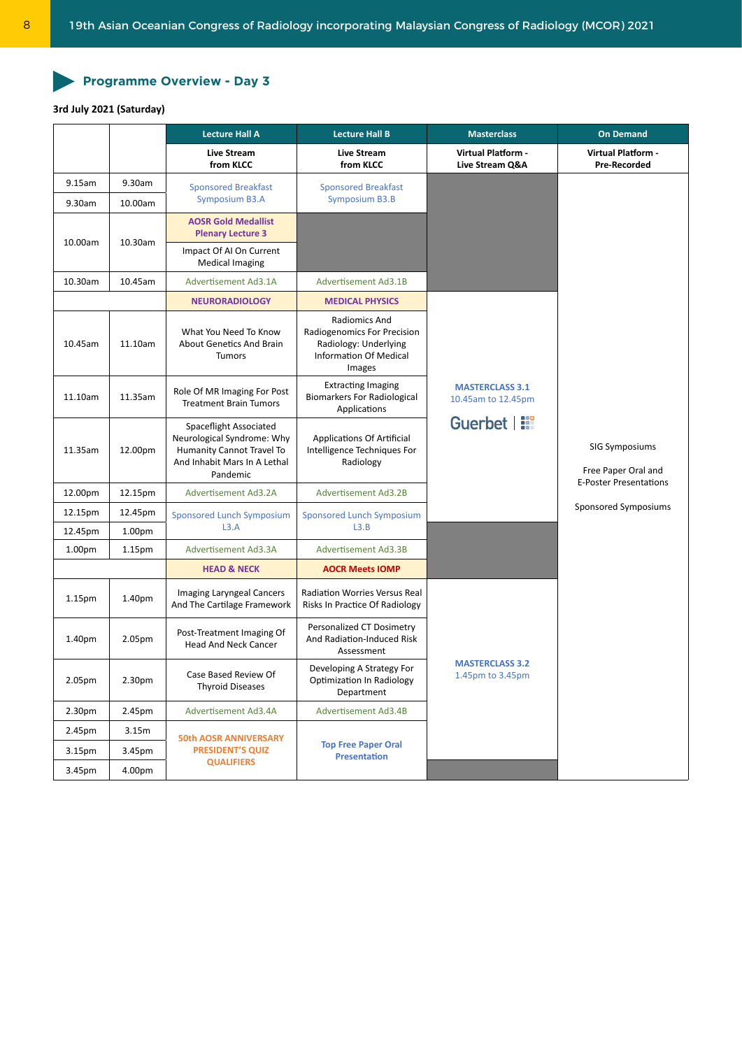## Programme Overview - Day 3

**3rd July 2021 (Saturday)**

| | | Lecture Hall A | Lecture Hall B | Masterclass | On Demand |
|---|---|---|---|---|---|
| | | **Live Stream from KLCC** | **Live Stream from KLCC** | **Virtual Platform - Live Stream Q&A** | **Virtual Platform - Pre-Recorded** |
| 9.15am | 9.30am | Sponsored Breakfast Symposium B3.A | Sponsored Breakfast Symposium B3.B | | SIG Symposiums<br><br>Free Paper Oral and E-Poster Presentations<br><br>Sponsored Symposiums |
| 9.30am | 10.00am | | | | |
| 10.00am | 10.30am | **AOSR Gold Medallist Plenary Lecture 3**<br>Impact Of AI On Current Medical Imaging | | | |
| 10.30am | 10.45am | Advertisement Ad3.1A | Advertisement Ad3.1B | | |
| | | **NEURORADIOLOGY** | **MEDICAL PHYSICS** | **MASTERCLASS 3.1**<br>10.45am to 12.45pm<br>Guerbet | |
| 10.45am | 11.10am | What You Need To Know About Genetics And Brain Tumors | Radiomics And Radiogenomics For Precision Radiology: Underlying Information Of Medical Images | | |
| 11.10am | 11.35am | Role Of MR Imaging For Post Treatment Brain Tumors | Extracting Imaging Biomarkers For Radiological Applications | | |
| 11.35am | 12.00pm | Spaceflight Associated Neurological Syndrome: Why Humanity Cannot Travel To And Inhabit Mars In A Lethal Pandemic | Applications Of Artificial Intelligence Techniques For Radiology | | |
| 12.00pm | 12.15pm | Advertisement Ad3.2A | Advertisement Ad3.2B | | |
| 12.15pm | 12.45pm | Sponsored Lunch Symposium L3.A | Sponsored Lunch Symposium L3.B | | |
| 12.45pm | 1.00pm | | | | |
| 1.00pm | 1.15pm | Advertisement Ad3.3A | Advertisement Ad3.3B | | |
| | | **HEAD & NECK** | **AOCR Meets IOMP** | **MASTERCLASS 3.2**<br>1.45pm to 3.45pm | |
| 1.15pm | 1.40pm | Imaging Laryngeal Cancers And The Cartilage Framework | Radiation Worries Versus Real Risks In Practice Of Radiology | | |
| 1.40pm | 2.05pm | Post-Treatment Imaging Of Head And Neck Cancer | Personalized CT Dosimetry And Radiation-Induced Risk Assessment | | |
| 2.05pm | 2.30pm | Case Based Review Of Thyroid Diseases | Developing A Strategy For Optimization In Radiology Department | | |
| 2.30pm | 2.45pm | Advertisement Ad3.4A | Advertisement Ad3.4B | | |
| 2.45pm | 3.15m | **50th AOSR ANNIVERSARY PRESIDENT'S QUIZ QUALIFIERS** | **Top Free Paper Oral Presentation** | | |
| 3.15pm | 3.45pm | | | | |
| 3.45pm | 4.00pm | | | | |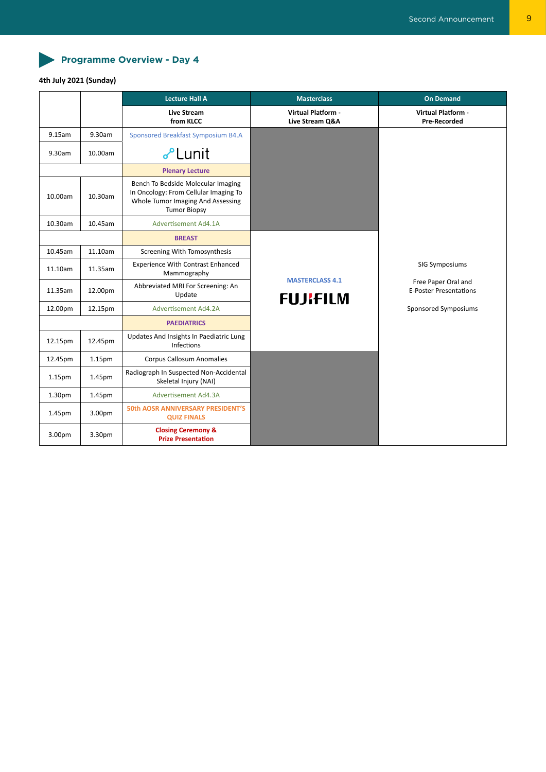## Programme Overview - Day 4

**4th July 2021 (Sunday)**

| | | Lecture Hall A | Masterclass | On Demand |
|---|---|---|---|---|
| | | **Live Stream from KLCC** | **Virtual Platform - Live Stream Q&A** | **Virtual Platform - Pre-Recorded** |
| 9.15am | 9.30am | Sponsored Breakfast Symposium B4.A | | SIG Symposiums<br><br>Free Paper Oral and E-Poster Presentations<br><br>Sponsored Symposiums |
| 9.30am | 10.00am | Lunit | | |
| | | **Plenary Lecture** | | |
| 10.00am | 10.30am | Bench To Bedside Molecular Imaging In Oncology: From Cellular Imaging To Whole Tumor Imaging And Assessing Tumor Biopsy | | |
| 10.30am | 10.45am | Advertisement Ad4.1A | | |
| | | **BREAST** | **MASTERCLASS 4.1**<br><br>FUJIFILM | |
| 10.45am | 11.10am | Screening With Tomosynthesis | | |
| 11.10am | 11.35am | Experience With Contrast Enhanced Mammography | | |
| 11.35am | 12.00pm | Abbreviated MRI For Screening: An Update | | |
| 12.00pm | 12.15pm | Advertisement Ad4.2A | | |
| | | **PAEDIATRICS** | | |
| 12.15pm | 12.45pm | Updates And Insights In Paediatric Lung Infections | | |
| 12.45pm | 1.15pm | Corpus Callosum Anomalies | | |
| 1.15pm | 1.45pm | Radiograph In Suspected Non-Accidental Skeletal Injury (NAI) | | |
| 1.30pm | 1.45pm | Advertisement Ad4.3A | | |
| 1.45pm | 3.00pm | **50th AOSR ANNIVERSARY PRESIDENT'S QUIZ FINALS** | | |
| 3.00pm | 3.30pm | **Closing Ceremony & Prize Presentation** | | |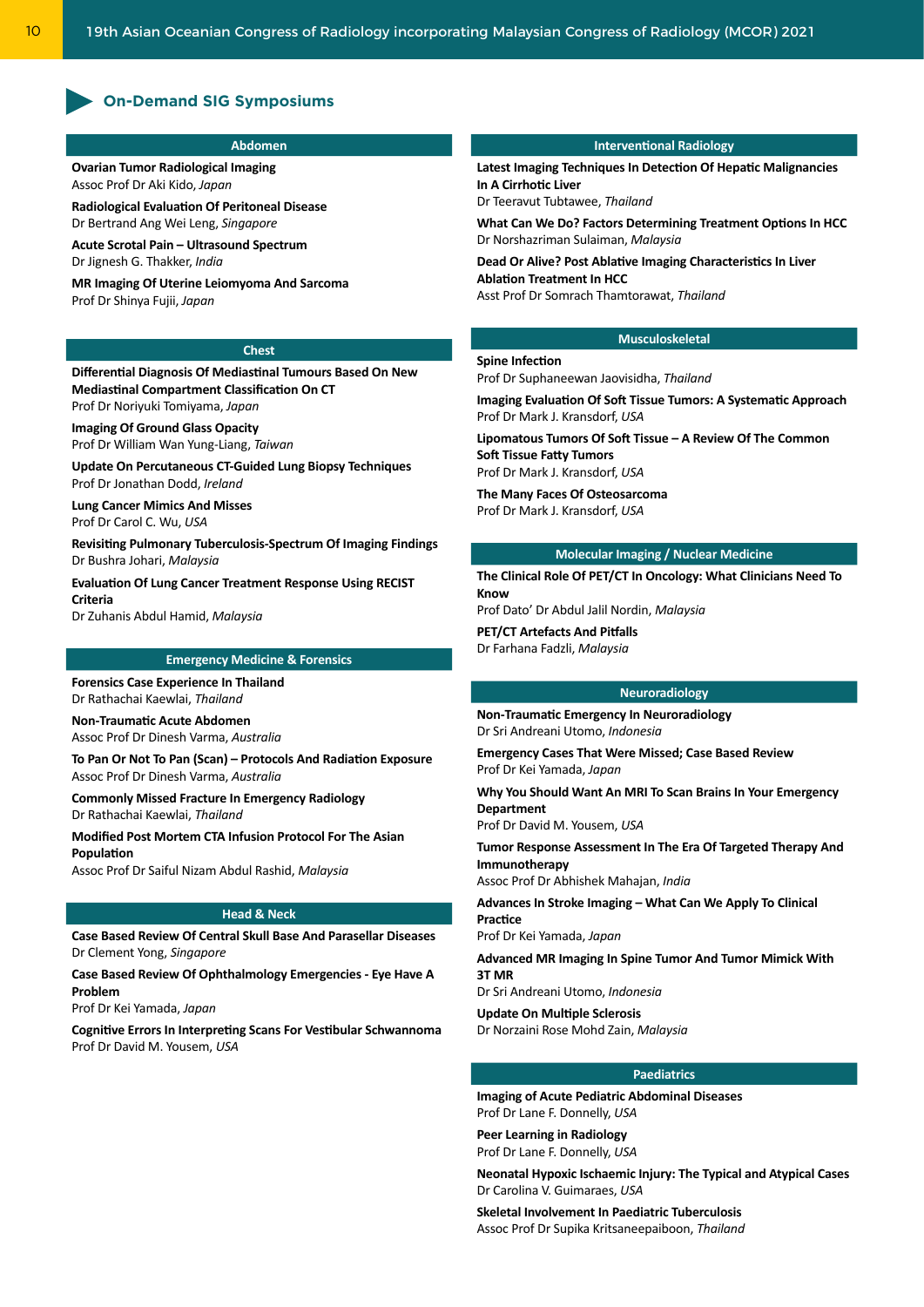## On-Demand SIG Symposiums

### Abdomen

**Ovarian Tumor Radiological Imaging**
Assoc Prof Dr Aki Kido, *Japan*

**Radiological Evaluation Of Peritoneal Disease**
Dr Bertrand Ang Wei Leng, *Singapore*

**Acute Scrotal Pain – Ultrasound Spectrum**
Dr Jignesh G. Thakker, *India*

**MR Imaging Of Uterine Leiomyoma And Sarcoma**
Prof Dr Shinya Fujii, *Japan*

### Chest

**Differential Diagnosis Of Mediastinal Tumours Based On New Mediastinal Compartment Classification On CT**
Prof Dr Noriyuki Tomiyama, *Japan*

**Imaging Of Ground Glass Opacity**
Prof Dr William Wan Yung-Liang, *Taiwan*

**Update On Percutaneous CT-Guided Lung Biopsy Techniques**
Prof Dr Jonathan Dodd, *Ireland*

**Lung Cancer Mimics And Misses**
Prof Dr Carol C. Wu, *USA*

**Revisiting Pulmonary Tuberculosis-Spectrum Of Imaging Findings**
Dr Bushra Johari, *Malaysia*

**Evaluation Of Lung Cancer Treatment Response Using RECIST Criteria**
Dr Zuhanis Abdul Hamid, *Malaysia*

### Emergency Medicine & Forensics

**Forensics Case Experience In Thailand**
Dr Rathachai Kaewlai, *Thailand*

**Non-Traumatic Acute Abdomen**
Assoc Prof Dr Dinesh Varma, *Australia*

**To Pan Or Not To Pan (Scan) – Protocols And Radiation Exposure**
Assoc Prof Dr Dinesh Varma, *Australia*

**Commonly Missed Fracture In Emergency Radiology**
Dr Rathachai Kaewlai, *Thailand*

**Modified Post Mortem CTA Infusion Protocol For The Asian Population**
Assoc Prof Dr Saiful Nizam Abdul Rashid, *Malaysia*

### Head & Neck

**Case Based Review Of Central Skull Base And Parasellar Diseases**
Dr Clement Yong, *Singapore*

**Case Based Review Of Ophthalmology Emergencies - Eye Have A Problem**
Prof Dr Kei Yamada, *Japan*

**Cognitive Errors In Interpreting Scans For Vestibular Schwannoma**
Prof Dr David M. Yousem, *USA*

### Interventional Radiology

**Latest Imaging Techniques In Detection Of Hepatic Malignancies In A Cirrhotic Liver**
Dr Teeravut Tubtawee, *Thailand*

**What Can We Do? Factors Determining Treatment Options In HCC**
Dr Norshazriman Sulaiman, *Malaysia*

**Dead Or Alive? Post Ablative Imaging Characteristics In Liver Ablation Treatment In HCC**
Asst Prof Dr Somrach Thamtorawat, *Thailand*

### Musculoskeletal

**Spine Infection**
Prof Dr Suphaneewan Jaovisidha, *Thailand*

**Imaging Evaluation Of Soft Tissue Tumors: A Systematic Approach**
Prof Dr Mark J. Kransdorf, *USA*

**Lipomatous Tumors Of Soft Tissue – A Review Of The Common Soft Tissue Fatty Tumors**
Prof Dr Mark J. Kransdorf, *USA*

**The Many Faces Of Osteosarcoma**
Prof Dr Mark J. Kransdorf, *USA*

### Molecular Imaging / Nuclear Medicine

**The Clinical Role Of PET/CT In Oncology: What Clinicians Need To Know**
Prof Dato' Dr Abdul Jalil Nordin, *Malaysia*

**PET/CT Artefacts And Pitfalls**
Dr Farhana Fadzli, *Malaysia*

### Neuroradiology

**Non-Traumatic Emergency In Neuroradiology**
Dr Sri Andreani Utomo, *Indonesia*

**Emergency Cases That Were Missed; Case Based Review**
Prof Dr Kei Yamada, *Japan*

**Why You Should Want An MRI To Scan Brains In Your Emergency Department**
Prof Dr David M. Yousem, *USA*

**Tumor Response Assessment In The Era Of Targeted Therapy And Immunotherapy**
Assoc Prof Dr Abhishek Mahajan, *India*

**Advances In Stroke Imaging – What Can We Apply To Clinical Practice**
Prof Dr Kei Yamada, *Japan*

**Advanced MR Imaging In Spine Tumor And Tumor Mimick With 3T MR**
Dr Sri Andreani Utomo, *Indonesia*

**Update On Multiple Sclerosis**
Dr Norzaini Rose Mohd Zain, *Malaysia*

### Paediatrics

**Imaging of Acute Pediatric Abdominal Diseases**
Prof Dr Lane F. Donnelly, *USA*

**Peer Learning in Radiology**
Prof Dr Lane F. Donnelly, *USA*

**Neonatal Hypoxic Ischaemic Injury: The Typical and Atypical Cases**
Dr Carolina V. Guimaraes, *USA*

**Skeletal Involvement In Paediatric Tuberculosis**
Assoc Prof Dr Supika Kritsaneepaiboon, *Thailand*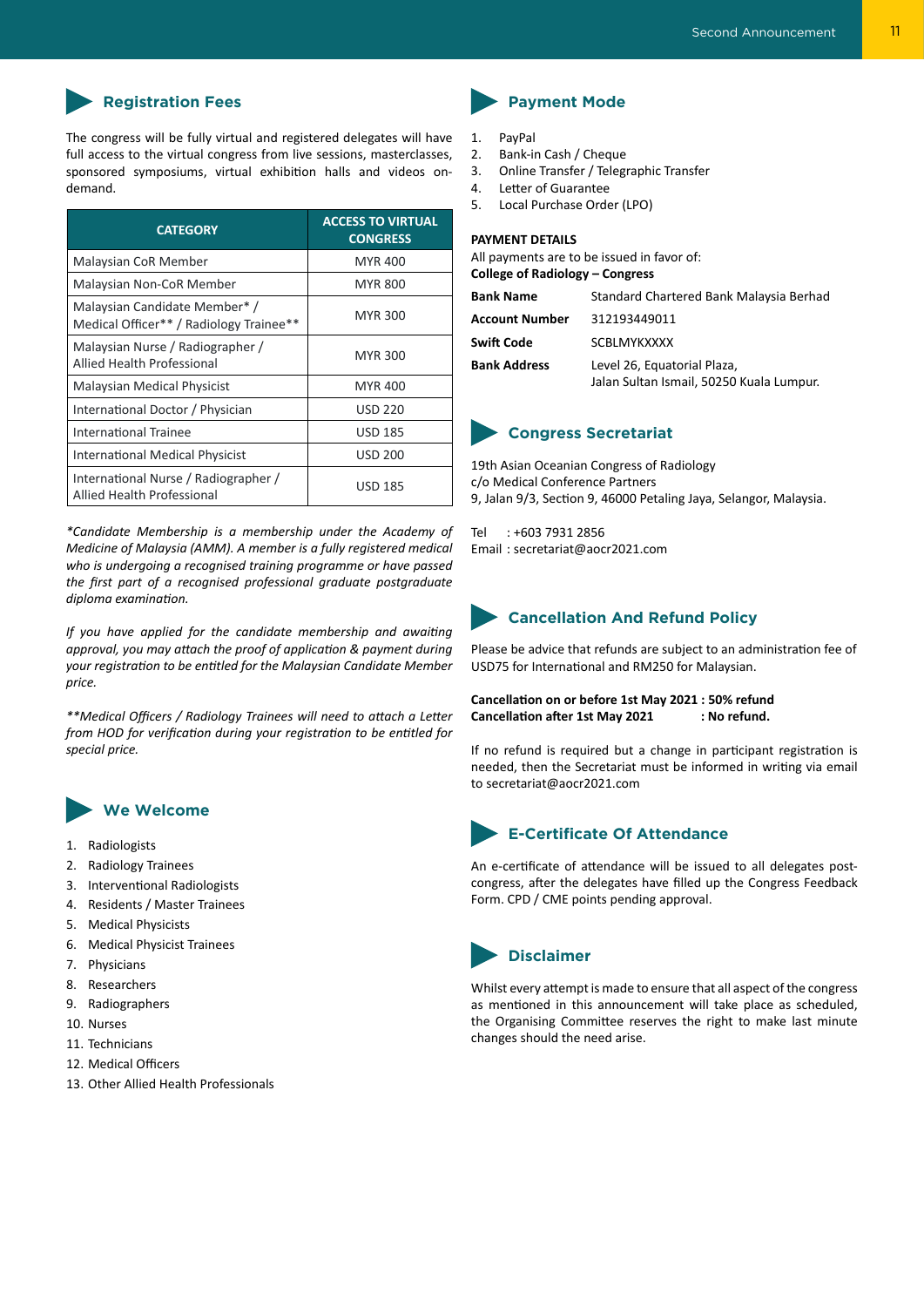## Registration Fees

The congress will be fully virtual and registered delegates will have full access to the virtual congress from live sessions, masterclasses, sponsored symposiums, virtual exhibition halls and videos on-demand.

| CATEGORY | ACCESS TO VIRTUAL CONGRESS |
|---|---|
| Malaysian CoR Member | MYR 400 |
| Malaysian Non-CoR Member | MYR 800 |
| Malaysian Candidate Member* / Medical Officer** / Radiology Trainee** | MYR 300 |
| Malaysian Nurse / Radiographer / Allied Health Professional | MYR 300 |
| Malaysian Medical Physicist | MYR 400 |
| International Doctor / Physician | USD 220 |
| International Trainee | USD 185 |
| International Medical Physicist | USD 200 |
| International Nurse / Radiographer / Allied Health Professional | USD 185 |

*\*Candidate Membership is a membership under the Academy of Medicine of Malaysia (AMM). A member is a fully registered medical who is undergoing a recognised training programme or have passed the first part of a recognised professional graduate postgraduate diploma examination.*

*If you have applied for the candidate membership and awaiting approval, you may attach the proof of application & payment during your registration to be entitled for the Malaysian Candidate Member price.*

*\*\*Medical Officers / Radiology Trainees will need to attach a Letter from HOD for verification during your registration to be entitled for special price.*

## We Welcome

1. Radiologists
2. Radiology Trainees
3. Interventional Radiologists
4. Residents / Master Trainees
5. Medical Physicists
6. Medical Physicist Trainees
7. Physicians
8. Researchers
9. Radiographers
10. Nurses
11. Technicians
12. Medical Officers
13. Other Allied Health Professionals

## Payment Mode

1. PayPal
2. Bank-in Cash / Cheque
3. Online Transfer / Telegraphic Transfer
4. Letter of Guarantee
5. Local Purchase Order (LPO)

**PAYMENT DETAILS**

All payments are to be issued in favor of:
**College of Radiology – Congress**

| | |
|---|---|
| **Bank Name** | Standard Chartered Bank Malaysia Berhad |
| **Account Number** | 312193449011 |
| **Swift Code** | SCBLMYKXXXX |
| **Bank Address** | Level 26, Equatorial Plaza, Jalan Sultan Ismail, 50250 Kuala Lumpur. |

## Congress Secretariat

19th Asian Oceanian Congress of Radiology
c/o Medical Conference Partners
9, Jalan 9/3, Section 9, 46000 Petaling Jaya, Selangor, Malaysia.

Tel : +603 7931 2856
Email : secretariat@aocr2021.com

## Cancellation And Refund Policy

Please be advice that refunds are subject to an administration fee of USD75 for International and RM250 for Malaysian.

**Cancellation on or before 1st May 2021 : 50% refund**
**Cancellation after 1st May 2021 : No refund.**

If no refund is required but a change in participant registration is needed, then the Secretariat must be informed in writing via email to secretariat@aocr2021.com

## E-Certificate Of Attendance

An e-certificate of attendance will be issued to all delegates post-congress, after the delegates have filled up the Congress Feedback Form. CPD / CME points pending approval.

## Disclaimer

Whilst every attempt is made to ensure that all aspect of the congress as mentioned in this announcement will take place as scheduled, the Organising Committee reserves the right to make last minute changes should the need arise.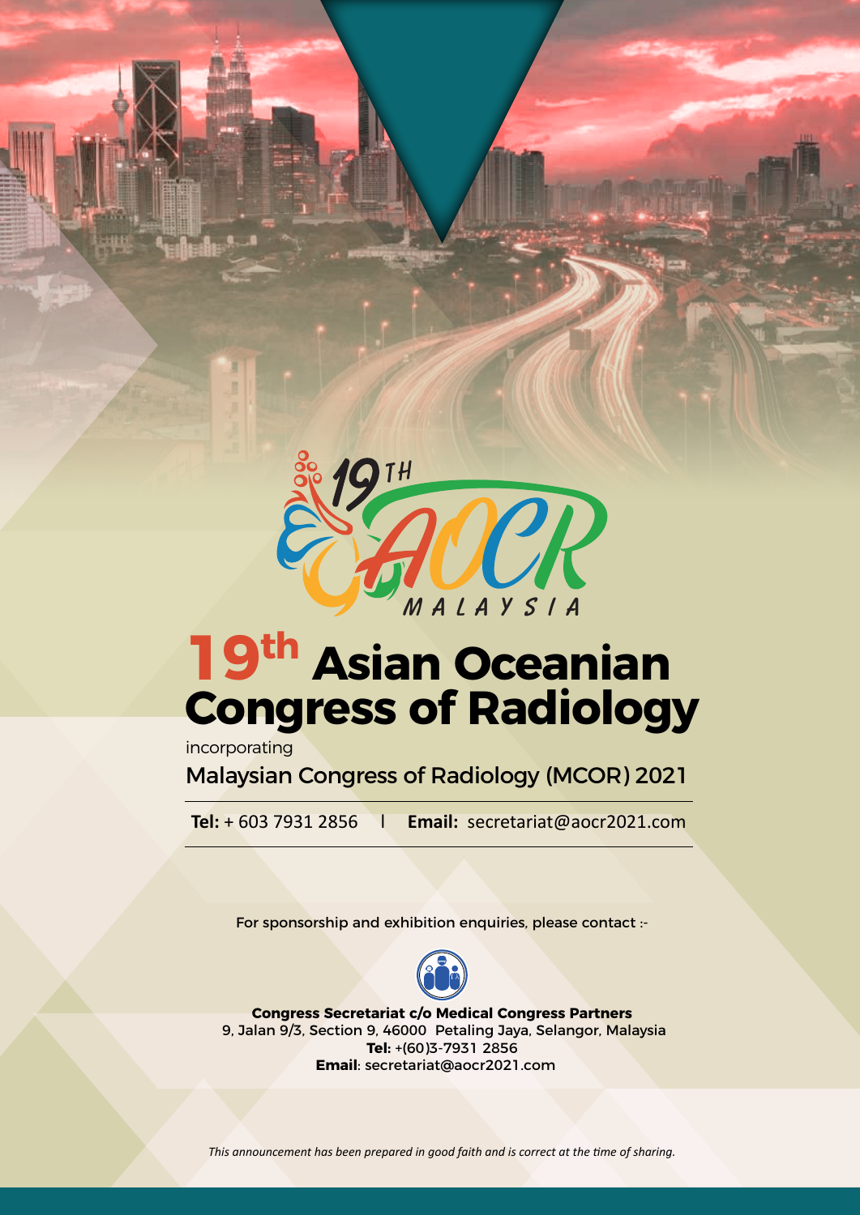# 19th Asian Oceanian Congress of Radiology

incorporating

Malaysian Congress of Radiology (MCOR) 2021

**Tel:** + 603 7931 2856 | **Email:** secretariat@aocr2021.com

For sponsorship and exhibition enquiries, please contact :-

**Congress Secretariat c/o Medical Congress Partners**
9, Jalan 9/3, Section 9, 46000 Petaling Jaya, Selangor, Malaysia
**Tel:** +(60)3-7931 2856
**Email**: secretariat@aocr2021.com

*This announcement has been prepared in good faith and is correct at the time of sharing.*